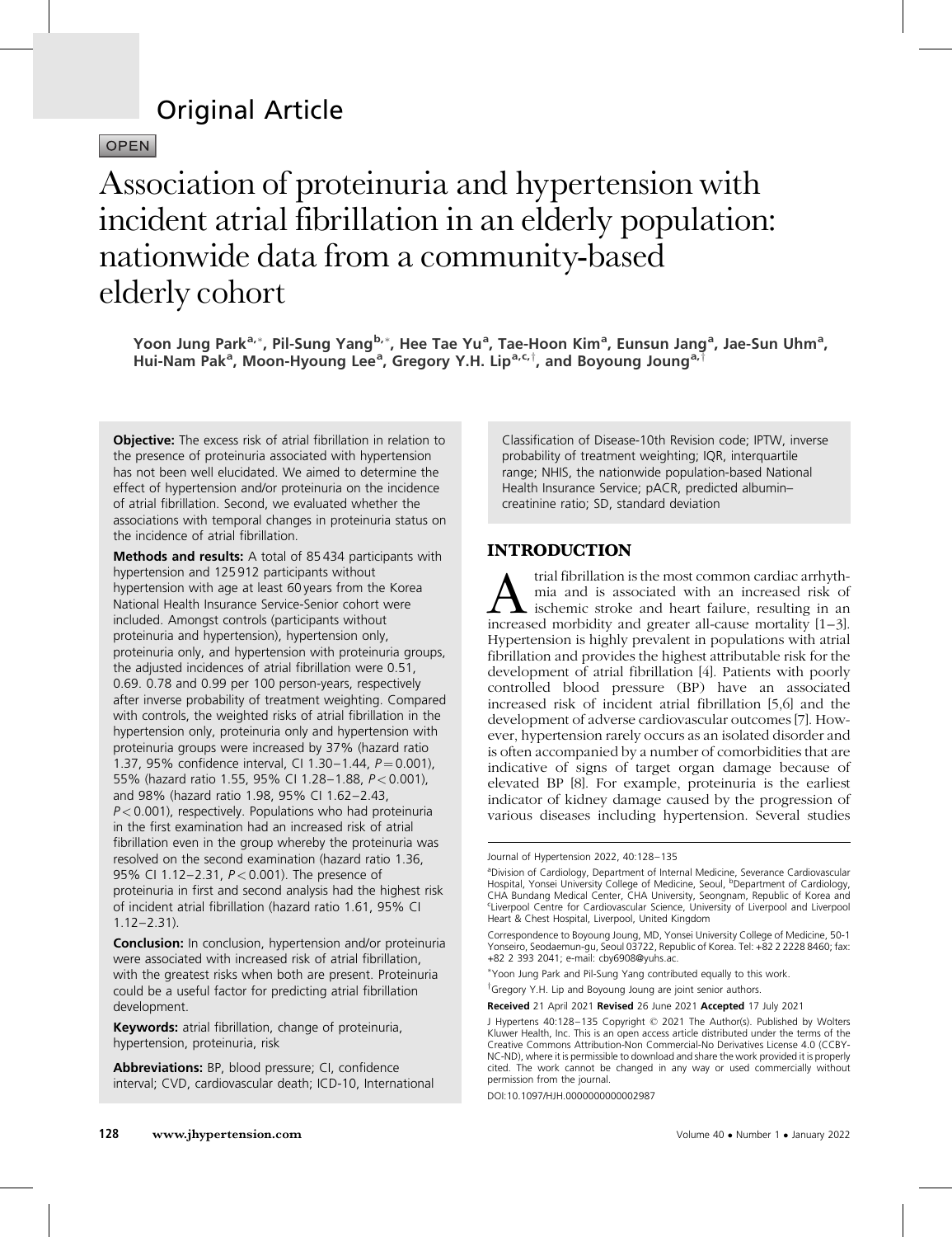Original Article

OPEN

# Association of proteinuria and hypertension with incident atrial fibrillation in an elderly population: nationwide data from a community-based elderly cohort

**Yoon Jung Park[a,*], Pil-Sung Yang[b,*], Hee Tae Yu[a], Tae-Hoon Kim[a], Eunsun Jang[a], Jae-Sun Uhm[a], Hui-Nam Pak[a], Moon-Hyoung Lee[a], Gregory Y.H. Lip[a,c,†], and Boyoung Joung[a,†]**

**Objective:** The excess risk of atrial fibrillation in relation to the presence of proteinuria associated with hypertension has not been well elucidated. We aimed to determine the effect of hypertension and/or proteinuria on the incidence of atrial fibrillation. Second, we evaluated whether the associations with temporal changes in proteinuria status on the incidence of atrial fibrillation.

**Methods and results:** A total of 85 434 participants with hypertension and 125 912 participants without hypertension with age at least 60 years from the Korea National Health Insurance Service-Senior cohort were included. Amongst controls (participants without proteinuria and hypertension), hypertension only, proteinuria only, and hypertension with proteinuria groups, the adjusted incidences of atrial fibrillation were 0.51, 0.69. 0.78 and 0.99 per 100 person-years, respectively after inverse probability of treatment weighting. Compared with controls, the weighted risks of atrial fibrillation in the hypertension only, proteinuria only and hypertension with proteinuria groups were increased by 37% (hazard ratio 1.37, 95% confidence interval, CI 1.30–1.44, $P = 0.001$), 55% (hazard ratio 1.55, 95% CI 1.28–1.88, $P < 0.001$), and 98% (hazard ratio 1.98, 95% CI 1.62–2.43, $P < 0.001$), respectively. Populations who had proteinuria in the first examination had an increased risk of atrial fibrillation even in the group whereby the proteinuria was resolved on the second examination (hazard ratio 1.36, 95% CI 1.12–2.31, $P < 0.001$). The presence of proteinuria in first and second analysis had the highest risk of incident atrial fibrillation (hazard ratio 1.61, 95% CI 1.12–2.31).

**Conclusion:** In conclusion, hypertension and/or proteinuria were associated with increased risk of atrial fibrillation, with the greatest risks when both are present. Proteinuria could be a useful factor for predicting atrial fibrillation development.

**Keywords:** atrial fibrillation, change of proteinuria, hypertension, proteinuria, risk

**Abbreviations:** BP, blood pressure; CI, confidence interval; CVD, cardiovascular death; ICD-10, International Classification of Disease-10th Revision code; IPTW, inverse probability of treatment weighting; IQR, interquartile range; NHIS, the nationwide population-based National Health Insurance Service; pACR, predicted albumin–creatinine ratio; SD, standard deviation

## INTRODUCTION

Atrial fibrillation is the most common cardiac arrhythmia and is associated with an increased risk of ischemic stroke and heart failure, resulting in an increased morbidity and greater all-cause mortality [1–3]. Hypertension is highly prevalent in populations with atrial fibrillation and provides the highest attributable risk for the development of atrial fibrillation [4]. Patients with poorly controlled blood pressure (BP) have an associated increased risk of incident atrial fibrillation [5,6] and the development of adverse cardiovascular outcomes [7]. However, hypertension rarely occurs as an isolated disorder and is often accompanied by a number of comorbidities that are indicative of signs of target organ damage because of elevated BP [8]. For example, proteinuria is the earliest indicator of kidney damage caused by the progression of various diseases including hypertension. Several studies

---

Journal of Hypertension 2022, 40:128–135

[a]Division of Cardiology, Department of Internal Medicine, Severance Cardiovascular Hospital, Yonsei University College of Medicine, Seoul, [b]Department of Cardiology, CHA Bundang Medical Center, CHA University, Seongnam, Republic of Korea and [c]Liverpool Centre for Cardiovascular Science, University of Liverpool and Liverpool Heart & Chest Hospital, Liverpool, United Kingdom

Correspondence to Boyoung Joung, MD, Yonsei University College of Medicine, 50-1 Yonseiro, Seodaemun-gu, Seoul 03722, Republic of Korea. Tel: +82 2 2228 8460; fax: +82 2 393 2041; e-mail: cby6908@yuhs.ac.

*Yoon Jung Park and Pil-Sung Yang contributed equally to this work.

†Gregory Y.H. Lip and Boyoung Joung are joint senior authors.

**Received** 21 April 2021 **Revised** 26 June 2021 **Accepted** 17 July 2021

J Hypertens 40:128–135 Copyright © 2021 The Author(s). Published by Wolters Kluwer Health, Inc. This is an open access article distributed under the terms of the Creative Commons Attribution-Non Commercial-No Derivatives License 4.0 (CCBY-NC-ND), where it is permissible to download and share the work provided it is properly cited. The work cannot be changed in any way or used commercially without permission from the journal.

DOI:10.1097/HJH.0000000000002987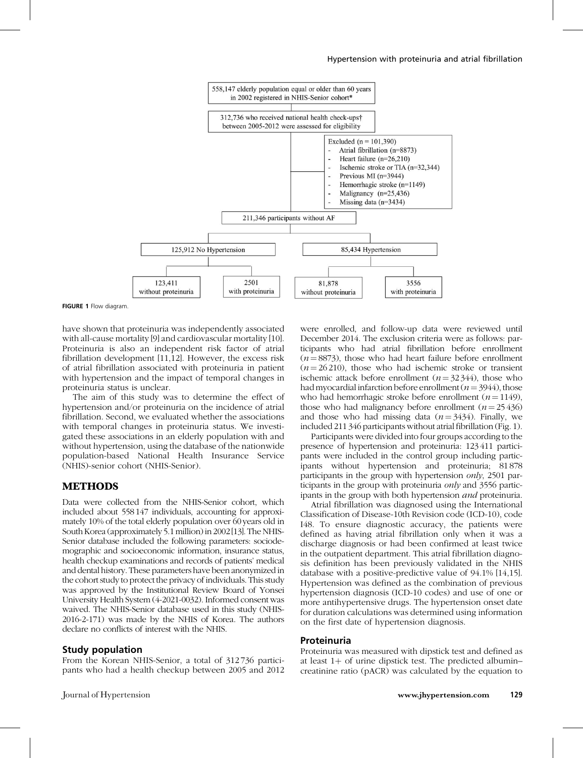558,147 elderly population equal or older than 60 years in 2002 registered in NHIS-Senior cohort*

312,736 who received national health check-ups† between 2005-2012 were assessed for eligibility

Excluded (n = 101,390)
- Atrial fibrillation (n=8873)
- Heart failure (n=26,210)
- Ischemic stroke or TIA (n=32,344)
- Previous MI (n=3944)
- Hemorrhagic stroke (n=1149)
- Malignancy (n=25,436)
- Missing data (n=3434)

211,346 participants without AF

125,912 No Hypertension | 85,434 Hypertension

123,411 without proteinuria | 2501 with proteinuria | 81,878 without proteinuria | 3556 with proteinuria

**FIGURE 1** Flow diagram.

have shown that proteinuria was independently associated with all-cause mortality [9] and cardiovascular mortality [10]. Proteinuria is also an independent risk factor of atrial fibrillation development [11,12]. However, the excess risk of atrial fibrillation associated with proteinuria in patient with hypertension and the impact of temporal changes in proteinuria status is unclear.

The aim of this study was to determine the effect of hypertension and/or proteinuria on the incidence of atrial fibrillation. Second, we evaluated whether the associations with temporal changes in proteinuria status. We investigated these associations in an elderly population with and without hypertension, using the database of the nationwide population-based National Health Insurance Service (NHIS)-senior cohort (NHIS-Senior).

## METHODS

Data were collected from the NHIS-Senior cohort, which included about 558 147 individuals, accounting for approximately 10% of the total elderly population over 60 years old in South Korea (approximately 5.1 million) in 2002 [13]. The NHIS-Senior database included the following parameters: sociodemographic and socioeconomic information, insurance status, health checkup examinations and records of patients' medical and dental history. These parameters have been anonymized in the cohort study to protect the privacy of individuals. This study was approved by the Institutional Review Board of Yonsei University Health System (4-2021-0032). Informed consent was waived. The NHIS-Senior database used in this study (NHIS-2016-2-171) was made by the NHIS of Korea. The authors declare no conflicts of interest with the NHIS.

### Study population

From the Korean NHIS-Senior, a total of 312 736 participants who had a health checkup between 2005 and 2012 were enrolled, and follow-up data were reviewed until December 2014. The exclusion criteria were as follows: participants who had atrial fibrillation before enrollment ($n = 8873$), those who had heart failure before enrollment ($n = 26\,210$), those who had ischemic stroke or transient ischemic attack before enrollment ($n = 32\,344$), those who had myocardial infarction before enrollment ($n = 3944$), those who had hemorrhagic stroke before enrollment ($n = 1149$), those who had malignancy before enrollment ($n = 25\,436$) and those who had missing data ($n = 3434$). Finally, we included 211 346 participants without atrial fibrillation (Fig. 1).

Participants were divided into four groups according to the presence of hypertension and proteinuria: 123 411 participants were included in the control group including participants without hypertension and proteinuria; 81 878 participants in the group with hypertension *only*, 2501 participants in the group with proteinuria *only* and 3556 participants in the group with both hypertension *and* proteinuria.

Atrial fibrillation was diagnosed using the International Classification of Disease-10th Revision code (ICD-10), code I48. To ensure diagnostic accuracy, the patients were defined as having atrial fibrillation only when it was a discharge diagnosis or had been confirmed at least twice in the outpatient department. This atrial fibrillation diagnosis definition has been previously validated in the NHIS database with a positive-predictive value of 94.1% [14,15]. Hypertension was defined as the combination of previous hypertension diagnosis (ICD-10 codes) and use of one or more antihypertensive drugs. The hypertension onset date for duration calculations was determined using information on the first date of hypertension diagnosis.

### Proteinuria

Proteinuria was measured with dipstick test and defined as at least 1+ of urine dipstick test. The predicted albumin–creatinine ratio (pACR) was calculated by the equation to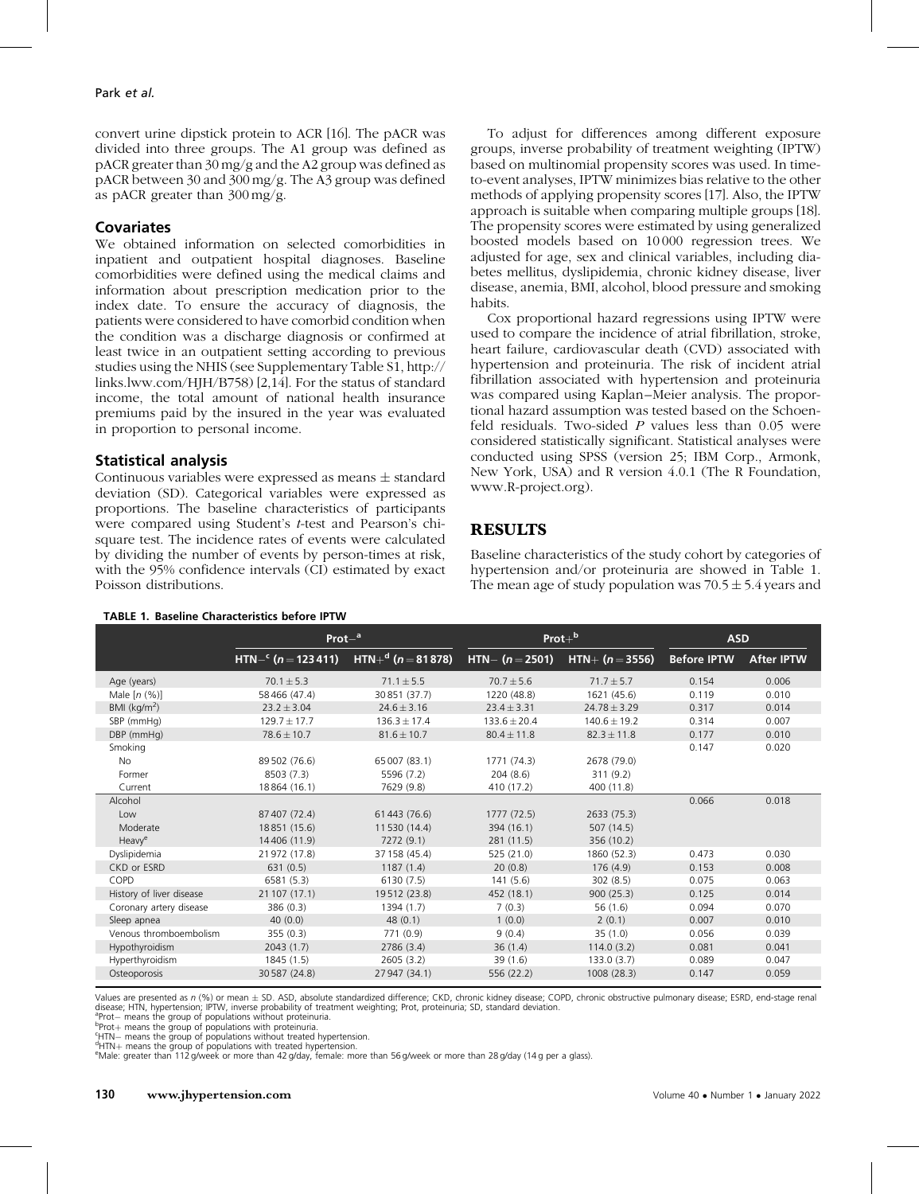convert urine dipstick protein to ACR [16]. The pACR was divided into three groups. The A1 group was defined as pACR greater than 30 mg/g and the A2 group was defined as pACR between 30 and 300 mg/g. The A3 group was defined as pACR greater than 300 mg/g.

## Covariates

We obtained information on selected comorbidities in inpatient and outpatient hospital diagnoses. Baseline comorbidities were defined using the medical claims and information about prescription medication prior to the index date. To ensure the accuracy of diagnosis, the patients were considered to have comorbid condition when the condition was a discharge diagnosis or confirmed at least twice in an outpatient setting according to previous studies using the NHIS (see Supplementary Table S1, http://links.lww.com/HJH/B758) [2,14]. For the status of standard income, the total amount of national health insurance premiums paid by the insured in the year was evaluated in proportion to personal income.

## Statistical analysis

Continuous variables were expressed as means ± standard deviation (SD). Categorical variables were expressed as proportions. The baseline characteristics of participants were compared using Student's *t*-test and Pearson's chi-square test. The incidence rates of events were calculated by dividing the number of events by person-times at risk, with the 95% confidence intervals (CI) estimated by exact Poisson distributions.

To adjust for differences among different exposure groups, inverse probability of treatment weighting (IPTW) based on multinomial propensity scores was used. In time-to-event analyses, IPTW minimizes bias relative to the other methods of applying propensity scores [17]. Also, the IPTW approach is suitable when comparing multiple groups [18]. The propensity scores were estimated by using generalized boosted models based on 10 000 regression trees. We adjusted for age, sex and clinical variables, including diabetes mellitus, dyslipidemia, chronic kidney disease, liver disease, anemia, BMI, alcohol, blood pressure and smoking habits.

Cox proportional hazard regressions using IPTW were used to compare the incidence of atrial fibrillation, stroke, heart failure, cardiovascular death (CVD) associated with hypertension and proteinuria. The risk of incident atrial fibrillation associated with hypertension and proteinuria was compared using Kaplan–Meier analysis. The proportional hazard assumption was tested based on the Schoenfeld residuals. Two-sided *P* values less than 0.05 were considered statistically significant. Statistical analyses were conducted using SPSS (version 25; IBM Corp., Armonk, New York, USA) and R version 4.0.1 (The R Foundation, www.R-project.org).

# RESULTS

Baseline characteristics of the study cohort by categories of hypertension and/or proteinuria are showed in Table 1. The mean age of study population was 70.5 ± 5.4 years and

**TABLE 1. Baseline Characteristics before IPTW**

| | Prot−[a] | | Prot+[b] | | ASD | |
|---|---|---|---|---|---|---|
| | HTN−[c] (n = 123 411) | HTN+[d] (n = 81 878) | HTN− (n = 2501) | HTN+ (n = 3556) | Before IPTW | After IPTW |
| Age (years) | 70.1 ± 5.3 | 71.1 ± 5.5 | 70.7 ± 5.6 | 71.7 ± 5.7 | 0.154 | 0.006 |
| Male [n (%)] | 58 466 (47.4) | 30 851 (37.7) | 1220 (48.8) | 1621 (45.6) | 0.119 | 0.010 |
| BMI (kg/m²) | 23.2 ± 3.04 | 24.6 ± 3.16 | 23.4 ± 3.31 | 24.78 ± 3.29 | 0.317 | 0.014 |
| SBP (mmHg) | 129.7 ± 17.7 | 136.3 ± 17.4 | 133.6 ± 20.4 | 140.6 ± 19.2 | 0.314 | 0.007 |
| DBP (mmHg) | 78.6 ± 10.7 | 81.6 ± 10.7 | 80.4 ± 11.8 | 82.3 ± 11.8 | 0.177 | 0.010 |
| Smoking | | | | | 0.147 | 0.020 |
| No | 89 502 (76.6) | 65 007 (83.1) | 1771 (74.3) | 2678 (79.0) | | |
| Former | 8503 (7.3) | 5596 (7.2) | 204 (8.6) | 311 (9.2) | | |
| Current | 18 864 (16.1) | 7629 (9.8) | 410 (17.2) | 400 (11.8) | | |
| Alcohol | | | | | 0.066 | 0.018 |
| Low | 87 407 (72.4) | 61 443 (76.6) | 1777 (72.5) | 2633 (75.3) | | |
| Moderate | 18 851 (15.6) | 11 530 (14.4) | 394 (16.1) | 507 (14.5) | | |
| Heavy[e] | 14 406 (11.9) | 7272 (9.1) | 281 (11.5) | 356 (10.2) | | |
| Dyslipidemia | 21 972 (17.8) | 37 158 (45.4) | 525 (21.0) | 1860 (52.3) | 0.473 | 0.030 |
| CKD or ESRD | 631 (0.5) | 1187 (1.4) | 20 (0.8) | 176 (4.9) | 0.153 | 0.008 |
| COPD | 6581 (5.3) | 6130 (7.5) | 141 (5.6) | 302 (8.5) | 0.075 | 0.063 |
| History of liver disease | 21 107 (17.1) | 19 512 (23.8) | 452 (18.1) | 900 (25.3) | 0.125 | 0.014 |
| Coronary artery disease | 386 (0.3) | 1394 (1.7) | 7 (0.3) | 56 (1.6) | 0.094 | 0.070 |
| Sleep apnea | 40 (0.0) | 48 (0.1) | 1 (0.0) | 2 (0.1) | 0.007 | 0.010 |
| Venous thromboembolism | 355 (0.3) | 771 (0.9) | 9 (0.4) | 35 (1.0) | 0.056 | 0.039 |
| Hypothyroidism | 2043 (1.7) | 2786 (3.4) | 36 (1.4) | 114.0 (3.2) | 0.081 | 0.041 |
| Hyperthyroidism | 1845 (1.5) | 2605 (3.2) | 39 (1.6) | 133.0 (3.7) | 0.089 | 0.047 |
| Osteoporosis | 30 587 (24.8) | 27 947 (34.1) | 556 (22.2) | 1008 (28.3) | 0.147 | 0.059 |

Values are presented as n (%) or mean ± SD. ASD, absolute standardized difference; CKD, chronic kidney disease; COPD, chronic obstructive pulmonary disease; ESRD, end-stage renal disease; HTN, hypertension; IPTW, inverse probability of treatment weighting; Prot, proteinuria; SD, standard deviation.
[a]Prot− means the group of populations without proteinuria.
[b]Prot+ means the group of populations with proteinuria.
[c]HTN− means the group of populations without treated hypertension.
[d]HTN+ means the group of populations with treated hypertension.
[e]Male: greater than 112 g/week or more than 42 g/day, female: more than 56 g/week or more than 28 g/day (14 g per a glass).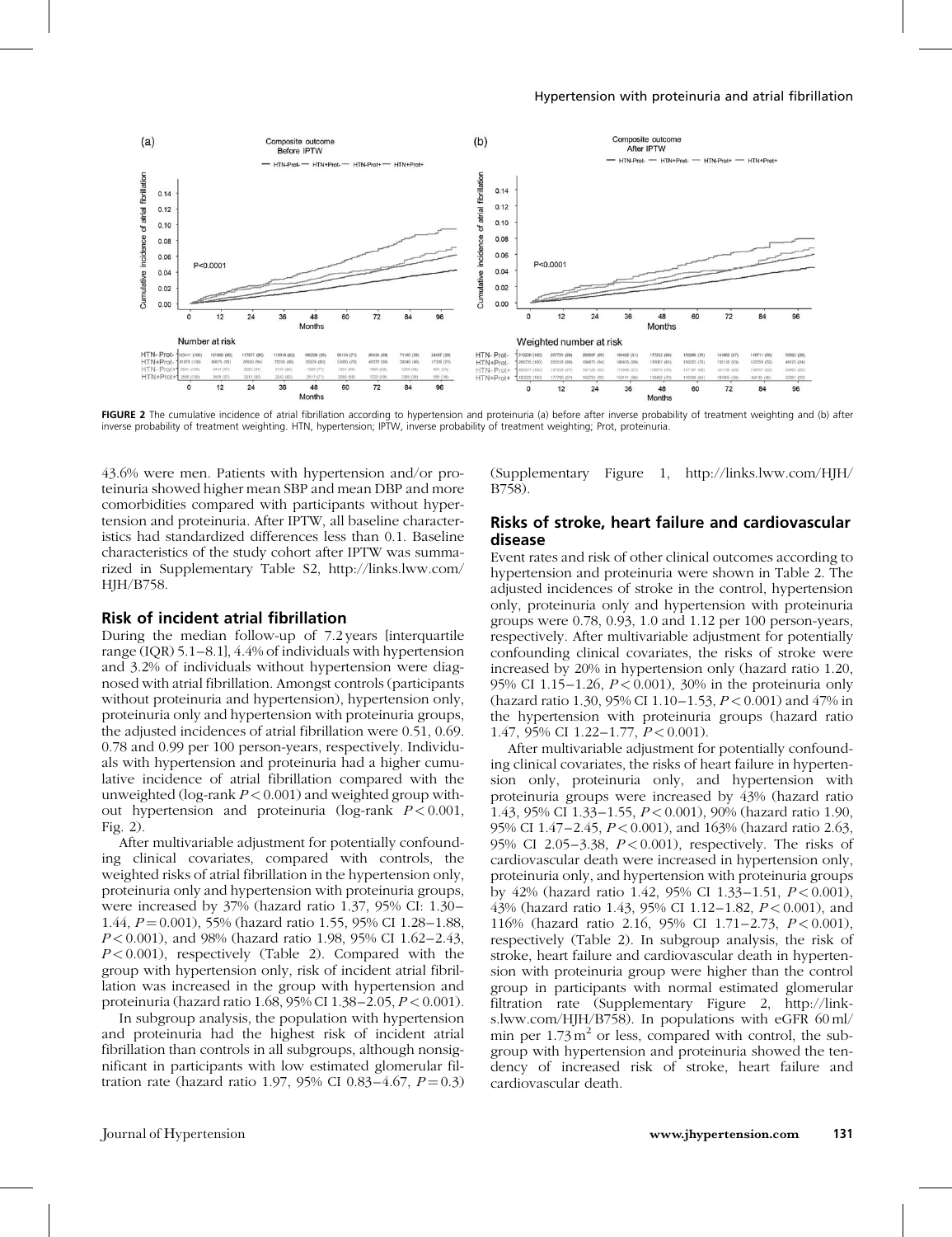FIGURE 2 The cumulative incidence of atrial fibrillation according to hypertension and proteinuria (a) before after inverse probability of treatment weighting and (b) after inverse probability of treatment weighting. HTN, hypertension; IPTW, inverse probability of treatment weighting; Prot, proteinuria.

43.6% were men. Patients with hypertension and/or proteinuria showed higher mean SBP and mean DBP and more comorbidities compared with participants without hypertension and proteinuria. After IPTW, all baseline characteristics had standardized differences less than 0.1. Baseline characteristics of the study cohort after IPTW was summarized in Supplementary Table S2, http://links.lww.com/HJH/B758.

## Risk of incident atrial fibrillation

During the median follow-up of 7.2 years [interquartile range (IQR) 5.1–8.1], 4.4% of individuals with hypertension and 3.2% of individuals without hypertension were diagnosed with atrial fibrillation. Amongst controls (participants without proteinuria and hypertension), hypertension only, proteinuria only and hypertension with proteinuria groups, the adjusted incidences of atrial fibrillation were 0.51, 0.69, 0.78 and 0.99 per 100 person-years, respectively. Individuals with hypertension and proteinuria had a higher cumulative incidence of atrial fibrillation compared with the unweighted (log-rank $P < 0.001$) and weighted group without hypertension and proteinuria (log-rank $P < 0.001$, Fig. 2).

After multivariable adjustment for potentially confounding clinical covariates, compared with controls, the weighted risks of atrial fibrillation in the hypertension only, proteinuria only and hypertension with proteinuria groups, were increased by 37% (hazard ratio 1.37, 95% CI: 1.30–1.44, $P = 0.001$), 55% (hazard ratio 1.55, 95% CI 1.28–1.88, $P < 0.001$), and 98% (hazard ratio 1.98, 95% CI 1.62–2.43, $P < 0.001$), respectively (Table 2). Compared with the group with hypertension only, risk of incident atrial fibrillation was increased in the group with hypertension and proteinuria (hazard ratio 1.68, 95% CI 1.38–2.05, $P < 0.001$).

In subgroup analysis, the population with hypertension and proteinuria had the highest risk of incident atrial fibrillation than controls in all subgroups, although nonsignificant in participants with low estimated glomerular filtration rate (hazard ratio 1.97, 95% CI 0.83–4.67, $P = 0.3$) (Supplementary Figure 1, http://links.lww.com/HJH/B758).

## Risks of stroke, heart failure and cardiovascular disease

Event rates and risk of other clinical outcomes according to hypertension and proteinuria were shown in Table 2. The adjusted incidences of stroke in the control, hypertension only, proteinuria only and hypertension with proteinuria groups were 0.78, 0.93, 1.0 and 1.12 per 100 person-years, respectively. After multivariable adjustment for potentially confounding clinical covariates, the risks of stroke were increased by 20% in hypertension only (hazard ratio 1.20, 95% CI 1.15–1.26, $P < 0.001$), 30% in the proteinuria only (hazard ratio 1.30, 95% CI 1.10–1.53, $P < 0.001$) and 47% in the hypertension with proteinuria groups (hazard ratio 1.47, 95% CI 1.22–1.77, $P < 0.001$).

After multivariable adjustment for potentially confounding clinical covariates, the risks of heart failure in hypertension only, proteinuria only, and hypertension with proteinuria groups were increased by 43% (hazard ratio 1.43, 95% CI 1.33–1.55, $P < 0.001$), 90% (hazard ratio 1.90, 95% CI 1.47–2.45, $P < 0.001$), and 163% (hazard ratio 2.63, 95% CI 2.05–3.38, $P < 0.001$), respectively. The risks of cardiovascular death were increased in hypertension only, proteinuria only, and hypertension with proteinuria groups by 42% (hazard ratio 1.42, 95% CI 1.33–1.51, $P < 0.001$), 43% (hazard ratio 1.43, 95% CI 1.12–1.82, $P < 0.001$), and 116% (hazard ratio 2.16, 95% CI 1.71–2.73, $P < 0.001$), respectively (Table 2). In subgroup analysis, the risk of stroke, heart failure and cardiovascular death in hypertension with proteinuria group were higher than the control group in participants with normal estimated glomerular filtration rate (Supplementary Figure 2, http://links.lww.com/HJH/B758). In populations with eGFR 60 ml/min per $1.73\,m^2$ or less, compared with control, the subgroup with hypertension and proteinuria showed the tendency of increased risk of stroke, heart failure and cardiovascular death.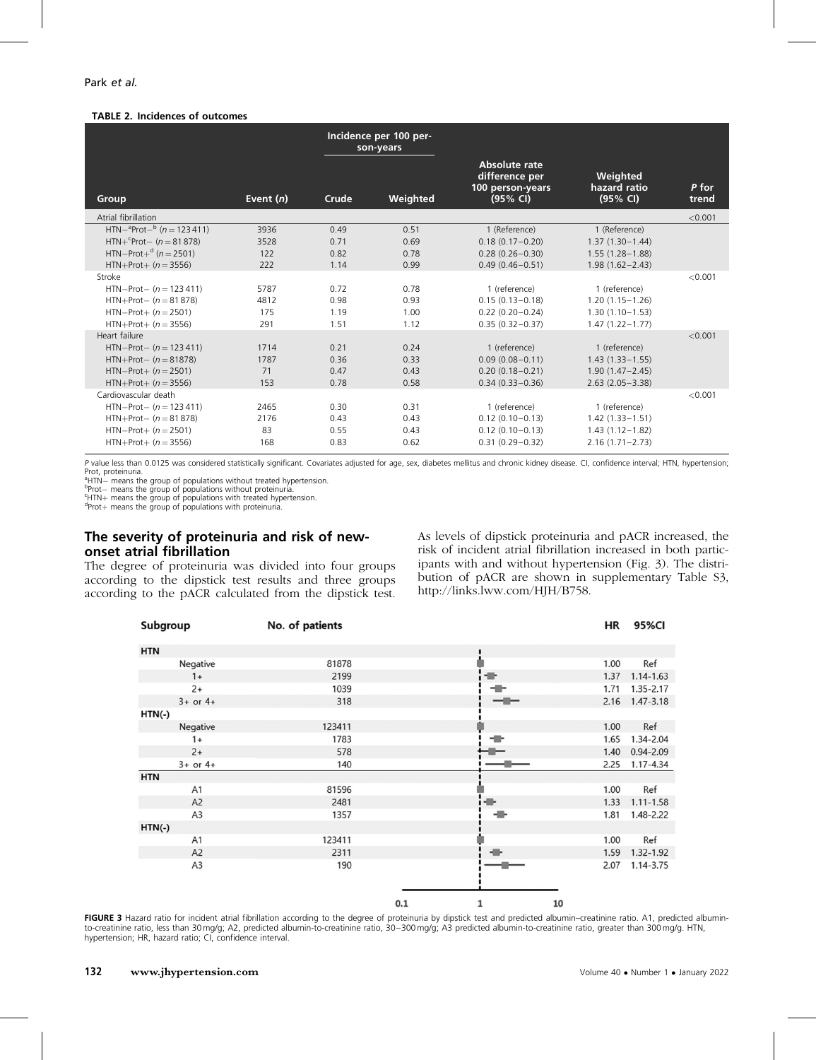**TABLE 2. Incidences of outcomes**

| Group | Event (*n*) | Incidence per 100 person-years | | Absolute rate difference per 100 person-years (95% CI) | Weighted hazard ratio (95% CI) | *P* for trend |
|---|---|---|---|---|---|---|
| | | Crude | Weighted | | | |
| Atrial fibrillation | | | | | | <0.001 |
| HTN−[a]Prot−[b] (*n* = 123 411) | 3936 | 0.49 | 0.51 | 1 (Reference) | 1 (Reference) | |
| HTN+[c]Prot− (*n* = 81 878) | 3528 | 0.71 | 0.69 | 0.18 (0.17−0.20) | 1.37 (1.30−1.44) | |
| HTN−Prot+[d] (*n* = 2501) | 122 | 0.82 | 0.78 | 0.28 (0.26−0.30) | 1.55 (1.28−1.88) | |
| HTN+Prot+ (*n* = 3556) | 222 | 1.14 | 0.99 | 0.49 (0.46−0.51) | 1.98 (1.62−2.43) | |
| Stroke | | | | | | <0.001 |
| HTN−Prot− (*n* = 123 411) | 5787 | 0.72 | 0.78 | 1 (reference) | 1 (reference) | |
| HTN+Prot− (*n* = 81 878) | 4812 | 0.98 | 0.93 | 0.15 (0.13−0.18) | 1.20 (1.15−1.26) | |
| HTN−Prot+ (*n* = 2501) | 175 | 1.19 | 1.00 | 0.22 (0.20−0.24) | 1.30 (1.10−1.53) | |
| HTN+Prot+ (*n* = 3556) | 291 | 1.51 | 1.12 | 0.35 (0.32−0.37) | 1.47 (1.22−1.77) | |
| Heart failure | | | | | | <0.001 |
| HTN−Prot− (*n* = 123 411) | 1714 | 0.21 | 0.24 | 1 (reference) | 1 (reference) | |
| HTN+Prot− (*n* = 81878) | 1787 | 0.36 | 0.33 | 0.09 (0.08−0.11) | 1.43 (1.33−1.55) | |
| HTN−Prot+ (*n* = 2501) | 71 | 0.47 | 0.43 | 0.20 (0.18−0.21) | 1.90 (1.47−2.45) | |
| HTN+Prot+ (*n* = 3556) | 153 | 0.78 | 0.58 | 0.34 (0.33−0.36) | 2.63 (2.05−3.38) | |
| Cardiovascular death | | | | | | <0.001 |
| HTN−Prot− (*n* = 123 411) | 2465 | 0.30 | 0.31 | 1 (reference) | 1 (reference) | |
| HTN+Prot− (*n* = 81 878) | 2176 | 0.43 | 0.43 | 0.12 (0.10−0.13) | 1.42 (1.33−1.51) | |
| HTN−Prot+ (*n* = 2501) | 83 | 0.55 | 0.43 | 0.12 (0.10−0.13) | 1.43 (1.12−1.82) | |
| HTN+Prot+ (*n* = 3556) | 168 | 0.83 | 0.62 | 0.31 (0.29−0.32) | 2.16 (1.71−2.73) | |

*P* value less than 0.0125 was considered statistically significant. Covariates adjusted for age, sex, diabetes mellitus and chronic kidney disease. CI, confidence interval; HTN, hypertension; Prot, proteinuria.
[a]HTN− means the group of populations without treated hypertension.
[b]Prot− means the group of populations without proteinuria.
[c]HTN+ means the group of populations with treated hypertension.
[d]Prot+ means the group of populations with proteinuria.

## The severity of proteinuria and risk of new-onset atrial fibrillation

The degree of proteinuria was divided into four groups according to the dipstick test results and three groups according to the pACR calculated from the dipstick test. As levels of dipstick proteinuria and pACR increased, the risk of incident atrial fibrillation increased in both participants with and without hypertension (Fig. 3). The distribution of pACR are shown in supplementary Table S3, http://links.lww.com/HJH/B758.

| Subgroup | No. of patients | HR | 95%CI |
|---|---|---|---|
| **HTN** | | | |
| Negative | 81878 | 1.00 | Ref |
| 1+ | 2199 | 1.37 | 1.14-1.63 |
| 2+ | 1039 | 1.71 | 1.35-2.17 |
| 3+ or 4+ | 318 | 2.16 | 1.47-3.18 |
| **HTN(-)** | | | |
| Negative | 123411 | 1.00 | Ref |
| 1+ | 1783 | 1.65 | 1.34-2.04 |
| 2+ | 578 | 1.40 | 0.94-2.09 |
| 3+ or 4+ | 140 | 2.25 | 1.17-4.34 |
| **HTN** | | | |
| A1 | 81596 | 1.00 | Ref |
| A2 | 2481 | 1.33 | 1.11-1.58 |
| A3 | 1357 | 1.81 | 1.48-2.22 |
| **HTN(-)** | | | |
| A1 | 123411 | 1.00 | Ref |
| A2 | 2311 | 1.59 | 1.32-1.92 |
| A3 | 190 | 2.07 | 1.14-3.75 |

**FIGURE 3** Hazard ratio for incident atrial fibrillation according to the degree of proteinuria by dipstick test and predicted albumin–creatinine ratio. A1, predicted albumin-to-creatinine ratio, less than 30 mg/g; A2, predicted albumin-to-creatinine ratio, 30−300 mg/g; A3 predicted albumin-to-creatinine ratio, greater than 300 mg/g. HTN, hypertension; HR, hazard ratio; CI, confidence interval.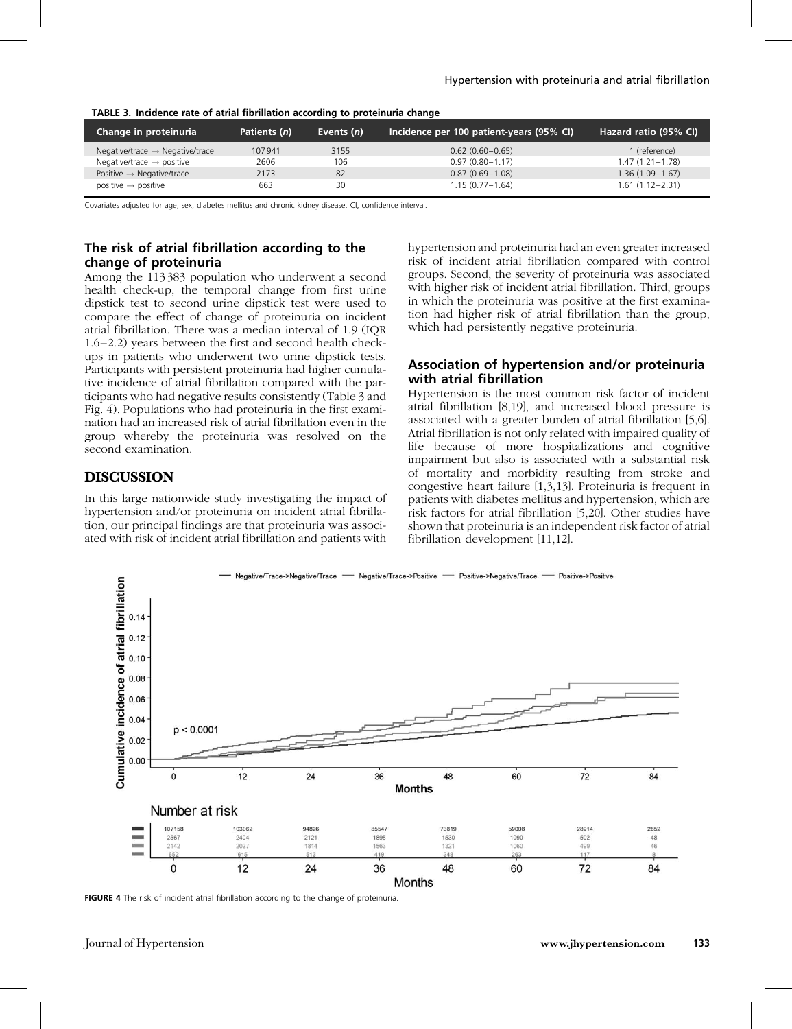TABLE 3. Incidence rate of atrial fibrillation according to proteinuria change

| Change in proteinuria | Patients (n) | Events (n) | Incidence per 100 patient-years (95% CI) | Hazard ratio (95% CI) |
|---|---|---|---|---|
| Negative/trace → Negative/trace | 107 941 | 3155 | 0.62 (0.60–0.65) | 1 (reference) |
| Negative/trace → positive | 2606 | 106 | 0.97 (0.80–1.17) | 1.47 (1.21–1.78) |
| Positive → Negative/trace | 2173 | 82 | 0.87 (0.69–1.08) | 1.36 (1.09–1.67) |
| positive → positive | 663 | 30 | 1.15 (0.77–1.64) | 1.61 (1.12–2.31) |

Covariates adjusted for age, sex, diabetes mellitus and chronic kidney disease. CI, confidence interval.

### The risk of atrial fibrillation according to the change of proteinuria

Among the 113 383 population who underwent a second health check-up, the temporal change from first urine dipstick test to second urine dipstick test were used to compare the effect of change of proteinuria on incident atrial fibrillation. There was a median interval of 1.9 (IQR 1.6–2.2) years between the first and second health check-ups in patients who underwent two urine dipstick tests. Participants with persistent proteinuria had higher cumulative incidence of atrial fibrillation compared with the participants who had negative results consistently (Table 3 and Fig. 4). Populations who had proteinuria in the first examination had an increased risk of atrial fibrillation even in the group whereby the proteinuria was resolved on the second examination.

## DISCUSSION

In this large nationwide study investigating the impact of hypertension and/or proteinuria on incident atrial fibrillation, our principal findings are that proteinuria was associated with risk of incident atrial fibrillation and patients with hypertension and proteinuria had an even greater increased risk of incident atrial fibrillation compared with control groups. Second, the severity of proteinuria was associated with higher risk of incident atrial fibrillation. Third, groups in which the proteinuria was positive at the first examination had higher risk of atrial fibrillation than the group, which had persistently negative proteinuria.

### Association of hypertension and/or proteinuria with atrial fibrillation

Hypertension is the most common risk factor of incident atrial fibrillation [8,19], and increased blood pressure is associated with a greater burden of atrial fibrillation [5,6]. Atrial fibrillation is not only related with impaired quality of life because of more hospitalizations and cognitive impairment but also is associated with a substantial risk of mortality and morbidity resulting from stroke and congestive heart failure [1,3,13]. Proteinuria is frequent in patients with diabetes mellitus and hypertension, which are risk factors for atrial fibrillation [5,20]. Other studies have shown that proteinuria is an independent risk factor of atrial fibrillation development [11,12].

FIGURE 4 The risk of incident atrial fibrillation according to the change of proteinuria.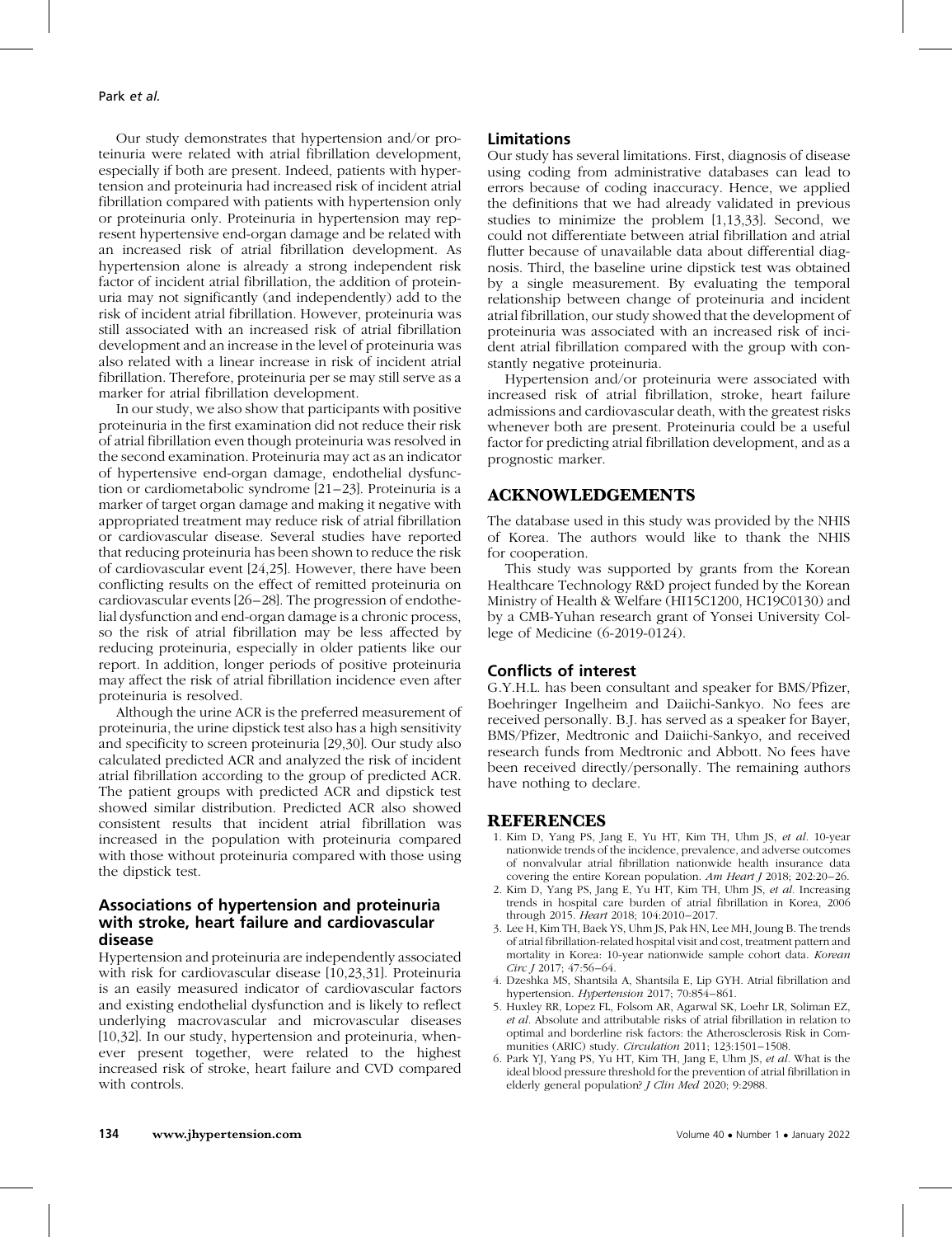Our study demonstrates that hypertension and/or proteinuria were related with atrial fibrillation development, especially if both are present. Indeed, patients with hypertension and proteinuria had increased risk of incident atrial fibrillation compared with patients with hypertension only or proteinuria only. Proteinuria in hypertension may represent hypertensive end-organ damage and be related with an increased risk of atrial fibrillation development. As hypertension alone is already a strong independent risk factor of incident atrial fibrillation, the addition of proteinuria may not significantly (and independently) add to the risk of incident atrial fibrillation. However, proteinuria was still associated with an increased risk of atrial fibrillation development and an increase in the level of proteinuria was also related with a linear increase in risk of incident atrial fibrillation. Therefore, proteinuria per se may still serve as a marker for atrial fibrillation development.

In our study, we also show that participants with positive proteinuria in the first examination did not reduce their risk of atrial fibrillation even though proteinuria was resolved in the second examination. Proteinuria may act as an indicator of hypertensive end-organ damage, endothelial dysfunction or cardiometabolic syndrome [21–23]. Proteinuria is a marker of target organ damage and making it negative with appropriated treatment may reduce risk of atrial fibrillation or cardiovascular disease. Several studies have reported that reducing proteinuria has been shown to reduce the risk of cardiovascular event [24,25]. However, there have been conflicting results on the effect of remitted proteinuria on cardiovascular events [26–28]. The progression of endothelial dysfunction and end-organ damage is a chronic process, so the risk of atrial fibrillation may be less affected by reducing proteinuria, especially in older patients like our report. In addition, longer periods of positive proteinuria may affect the risk of atrial fibrillation incidence even after proteinuria is resolved.

Although the urine ACR is the preferred measurement of proteinuria, the urine dipstick test also has a high sensitivity and specificity to screen proteinuria [29,30]. Our study also calculated predicted ACR and analyzed the risk of incident atrial fibrillation according to the group of predicted ACR. The patient groups with predicted ACR and dipstick test showed similar distribution. Predicted ACR also showed consistent results that incident atrial fibrillation was increased in the population with proteinuria compared with those without proteinuria compared with those using the dipstick test.

### Associations of hypertension and proteinuria with stroke, heart failure and cardiovascular disease

Hypertension and proteinuria are independently associated with risk for cardiovascular disease [10,23,31]. Proteinuria is an easily measured indicator of cardiovascular factors and existing endothelial dysfunction and is likely to reflect underlying macrovascular and microvascular diseases [10,32]. In our study, hypertension and proteinuria, whenever present together, were related to the highest increased risk of stroke, heart failure and CVD compared with controls.

### Limitations

Our study has several limitations. First, diagnosis of disease using coding from administrative databases can lead to errors because of coding inaccuracy. Hence, we applied the definitions that we had already validated in previous studies to minimize the problem [1,13,33]. Second, we could not differentiate between atrial fibrillation and atrial flutter because of unavailable data about differential diagnosis. Third, the baseline urine dipstick test was obtained by a single measurement. By evaluating the temporal relationship between change of proteinuria and incident atrial fibrillation, our study showed that the development of proteinuria was associated with an increased risk of incident atrial fibrillation compared with the group with constantly negative proteinuria.

Hypertension and/or proteinuria were associated with increased risk of atrial fibrillation, stroke, heart failure admissions and cardiovascular death, with the greatest risks whenever both are present. Proteinuria could be a useful factor for predicting atrial fibrillation development, and as a prognostic marker.

## ACKNOWLEDGEMENTS

The database used in this study was provided by the NHIS of Korea. The authors would like to thank the NHIS for cooperation.

This study was supported by grants from the Korean Healthcare Technology R&D project funded by the Korean Ministry of Health & Welfare (HI15C1200, HC19C0130) and by a CMB-Yuhan research grant of Yonsei University College of Medicine (6-2019-0124).

### Conflicts of interest

G.Y.H.L. has been consultant and speaker for BMS/Pfizer, Boehringer Ingelheim and Daiichi-Sankyo. No fees are received personally. B.J. has served as a speaker for Bayer, BMS/Pfizer, Medtronic and Daiichi-Sankyo, and received research funds from Medtronic and Abbott. No fees have been received directly/personally. The remaining authors have nothing to declare.

## REFERENCES

1. Kim D, Yang PS, Jang E, Yu HT, Kim TH, Uhm JS, *et al*. 10-year nationwide trends of the incidence, prevalence, and adverse outcomes of nonvalvular atrial fibrillation nationwide health insurance data covering the entire Korean population. *Am Heart J* 2018; 202:20–26.
2. Kim D, Yang PS, Jang E, Yu HT, Kim TH, Uhm JS, *et al*. Increasing trends in hospital care burden of atrial fibrillation in Korea, 2006 through 2015. *Heart* 2018; 104:2010–2017.
3. Lee H, Kim TH, Baek YS, Uhm JS, Pak HN, Lee MH, Joung B. The trends of atrial fibrillation-related hospital visit and cost, treatment pattern and mortality in Korea: 10-year nationwide sample cohort data. *Korean Circ J* 2017; 47:56–64.
4. Dzeshka MS, Shantsila A, Shantsila E, Lip GYH. Atrial fibrillation and hypertension. *Hypertension* 2017; 70:854–861.
5. Huxley RR, Lopez FL, Folsom AR, Agarwal SK, Loehr LR, Soliman EZ, *et al*. Absolute and attributable risks of atrial fibrillation in relation to optimal and borderline risk factors: the Atherosclerosis Risk in Communities (ARIC) study. *Circulation* 2011; 123:1501–1508.
6. Park YJ, Yang PS, Yu HT, Kim TH, Jang E, Uhm JS, *et al*. What is the ideal blood pressure threshold for the prevention of atrial fibrillation in elderly general population? *J Clin Med* 2020; 9:2988.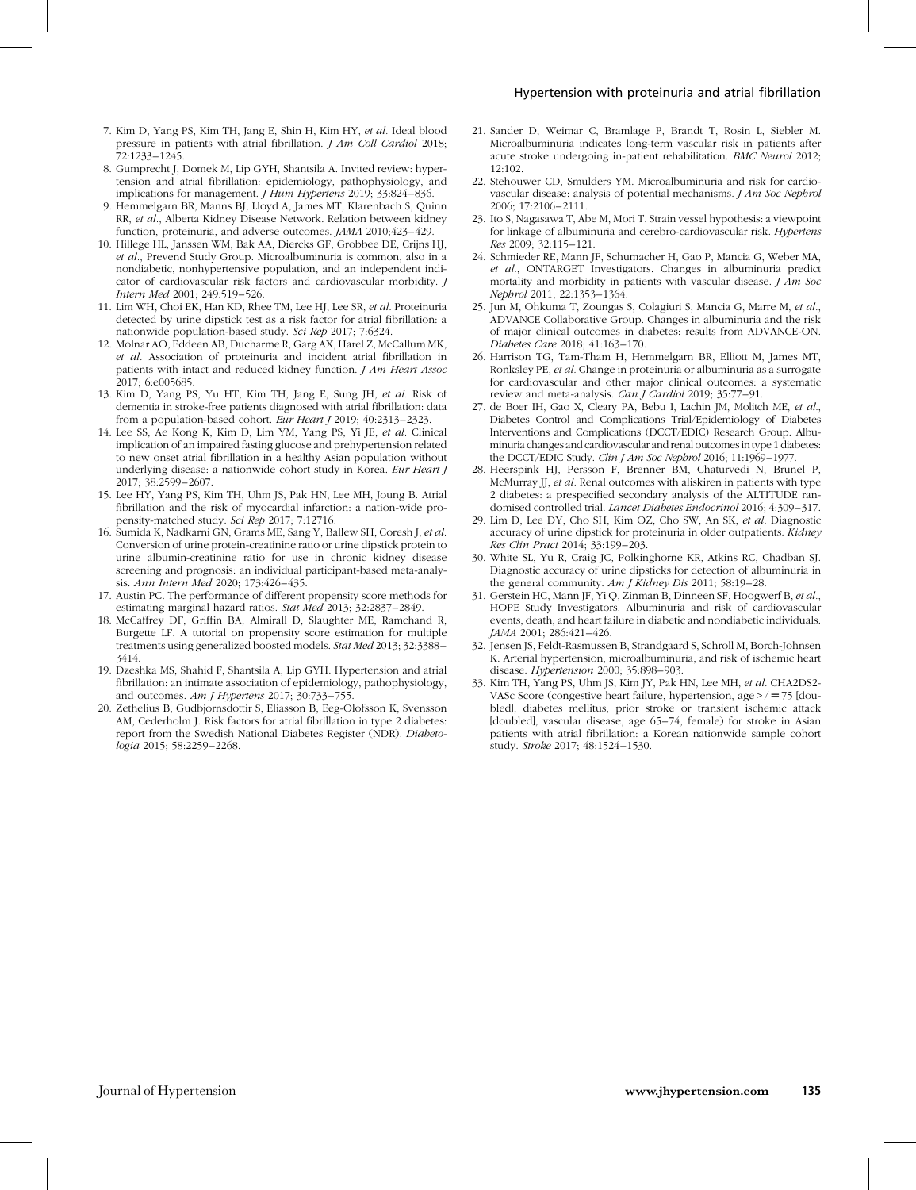7. Kim D, Yang PS, Kim TH, Jang E, Shin H, Kim HY, *et al*. Ideal blood pressure in patients with atrial fibrillation. *J Am Coll Cardiol* 2018; 72:1233–1245.
8. Gumprecht J, Domek M, Lip GYH, Shantsila A. Invited review: hypertension and atrial fibrillation: epidemiology, pathophysiology, and implications for management. *J Hum Hypertens* 2019; 33:824–836.
9. Hemmelgarn BR, Manns BJ, Lloyd A, James MT, Klarenbach S, Quinn RR, *et al*., Alberta Kidney Disease Network. Relation between kidney function, proteinuria, and adverse outcomes. *JAMA* 2010;423–429.
10. Hillege HL, Janssen WM, Bak AA, Diercks GF, Grobbee DE, Crijns HJ, *et al*., Prevend Study Group. Microalbuminuria is common, also in a nondiabetic, nonhypertensive population, and an independent indicator of cardiovascular risk factors and cardiovascular morbidity. *J Intern Med* 2001; 249:519–526.
11. Lim WH, Choi EK, Han KD, Rhee TM, Lee HJ, Lee SR, *et al*. Proteinuria detected by urine dipstick test as a risk factor for atrial fibrillation: a nationwide population-based study. *Sci Rep* 2017; 7:6324.
12. Molnar AO, Eddeen AB, Ducharme R, Garg AX, Harel Z, McCallum MK, *et al*. Association of proteinuria and incident atrial fibrillation in patients with intact and reduced kidney function. *J Am Heart Assoc* 2017; 6:e005685.
13. Kim D, Yang PS, Yu HT, Kim TH, Jang E, Sung JH, *et al*. Risk of dementia in stroke-free patients diagnosed with atrial fibrillation: data from a population-based cohort. *Eur Heart J* 2019; 40:2313–2323.
14. Lee SS, Ae Kong K, Kim D, Lim YM, Yang PS, Yi JE, *et al*. Clinical implication of an impaired fasting glucose and prehypertension related to new onset atrial fibrillation in a healthy Asian population without underlying disease: a nationwide cohort study in Korea. *Eur Heart J* 2017; 38:2599–2607.
15. Lee HY, Yang PS, Kim TH, Uhm JS, Pak HN, Lee MH, Joung B. Atrial fibrillation and the risk of myocardial infarction: a nation-wide propensity-matched study. *Sci Rep* 2017; 7:12716.
16. Sumida K, Nadkarni GN, Grams ME, Sang Y, Ballew SH, Coresh J, *et al*. Conversion of urine protein-creatinine ratio or urine dipstick protein to urine albumin-creatinine ratio for use in chronic kidney disease screening and prognosis: an individual participant-based meta-analysis. *Ann Intern Med* 2020; 173:426–435.
17. Austin PC. The performance of different propensity score methods for estimating marginal hazard ratios. *Stat Med* 2013; 32:2837–2849.
18. McCaffrey DF, Griffin BA, Almirall D, Slaughter ME, Ramchand R, Burgette LF. A tutorial on propensity score estimation for multiple treatments using generalized boosted models. *Stat Med* 2013; 32:3388–3414.
19. Dzeshka MS, Shahid F, Shantsila A, Lip GYH. Hypertension and atrial fibrillation: an intimate association of epidemiology, pathophysiology, and outcomes. *Am J Hypertens* 2017; 30:733–755.
20. Zethelius B, Gudbjornsdottir S, Eliasson B, Eeg-Olofsson K, Svensson AM, Cederholm J. Risk factors for atrial fibrillation in type 2 diabetes: report from the Swedish National Diabetes Register (NDR). *Diabetologia* 2015; 58:2259–2268.
21. Sander D, Weimar C, Bramlage P, Brandt T, Rosin L, Siebler M. Microalbuminuria indicates long-term vascular risk in patients after acute stroke undergoing in-patient rehabilitation. *BMC Neurol* 2012; 12:102.
22. Stehouwer CD, Smulders YM. Microalbuminuria and risk for cardiovascular disease: analysis of potential mechanisms. *J Am Soc Nephrol* 2006; 17:2106–2111.
23. Ito S, Nagasawa T, Abe M, Mori T. Strain vessel hypothesis: a viewpoint for linkage of albuminuria and cerebro-cardiovascular risk. *Hypertens Res* 2009; 32:115–121.
24. Schmieder RE, Mann JF, Schumacher H, Gao P, Mancia G, Weber MA, *et al*., ONTARGET Investigators. Changes in albuminuria predict mortality and morbidity in patients with vascular disease. *J Am Soc Nephrol* 2011; 22:1353–1364.
25. Jun M, Ohkuma T, Zoungas S, Colagiuri S, Mancia G, Marre M, *et al*., ADVANCE Collaborative Group. Changes in albuminuria and the risk of major clinical outcomes in diabetes: results from ADVANCE-ON. *Diabetes Care* 2018; 41:163–170.
26. Harrison TG, Tam-Tham H, Hemmelgarn BR, Elliott M, James MT, Ronksley PE, *et al*. Change in proteinuria or albuminuria as a surrogate for cardiovascular and other major clinical outcomes: a systematic review and meta-analysis. *Can J Cardiol* 2019; 35:77–91.
27. de Boer IH, Gao X, Cleary PA, Bebu I, Lachin JM, Molitch ME, *et al*., Diabetes Control and Complications Trial/Epidemiology of Diabetes Interventions and Complications (DCCT/EDIC) Research Group. Albuminuria changes and cardiovascular and renal outcomes in type 1 diabetes: the DCCT/EDIC Study. *Clin J Am Soc Nephrol* 2016; 11:1969–1977.
28. Heerspink HJ, Persson F, Brenner BM, Chaturvedi N, Brunel P, McMurray JJ, *et al*. Renal outcomes with aliskiren in patients with type 2 diabetes: a prespecified secondary analysis of the ALTITUDE randomised controlled trial. *Lancet Diabetes Endocrinol* 2016; 4:309–317.
29. Lim D, Lee DY, Cho SH, Kim OZ, Cho SW, An SK, *et al*. Diagnostic accuracy of urine dipstick for proteinuria in older outpatients. *Kidney Res Clin Pract* 2014; 33:199–203.
30. White SL, Yu R, Craig JC, Polkinghorne KR, Atkins RC, Chadban SJ. Diagnostic accuracy of urine dipsticks for detection of albuminuria in the general community. *Am J Kidney Dis* 2011; 58:19–28.
31. Gerstein HC, Mann JF, Yi Q, Zinman B, Dinneen SF, Hoogwerf B, *et al*., HOPE Study Investigators. Albuminuria and risk of cardiovascular events, death, and heart failure in diabetic and nondiabetic individuals. *JAMA* 2001; 286:421–426.
32. Jensen JS, Feldt-Rasmussen B, Strandgaard S, Schroll M, Borch-Johnsen K. Arterial hypertension, microalbuminuria, and risk of ischemic heart disease. *Hypertension* 2000; 35:898–903.
33. Kim TH, Yang PS, Uhm JS, Kim JY, Pak HN, Lee MH, *et al*. CHA2DS2-VASc Score (congestive heart failure, hypertension, age>/=75 [doubled], diabetes mellitus, prior stroke or transient ischemic attack [doubled], vascular disease, age 65–74, female) for stroke in Asian patients with atrial fibrillation: a Korean nationwide sample cohort study. *Stroke* 2017; 48:1524–1530.